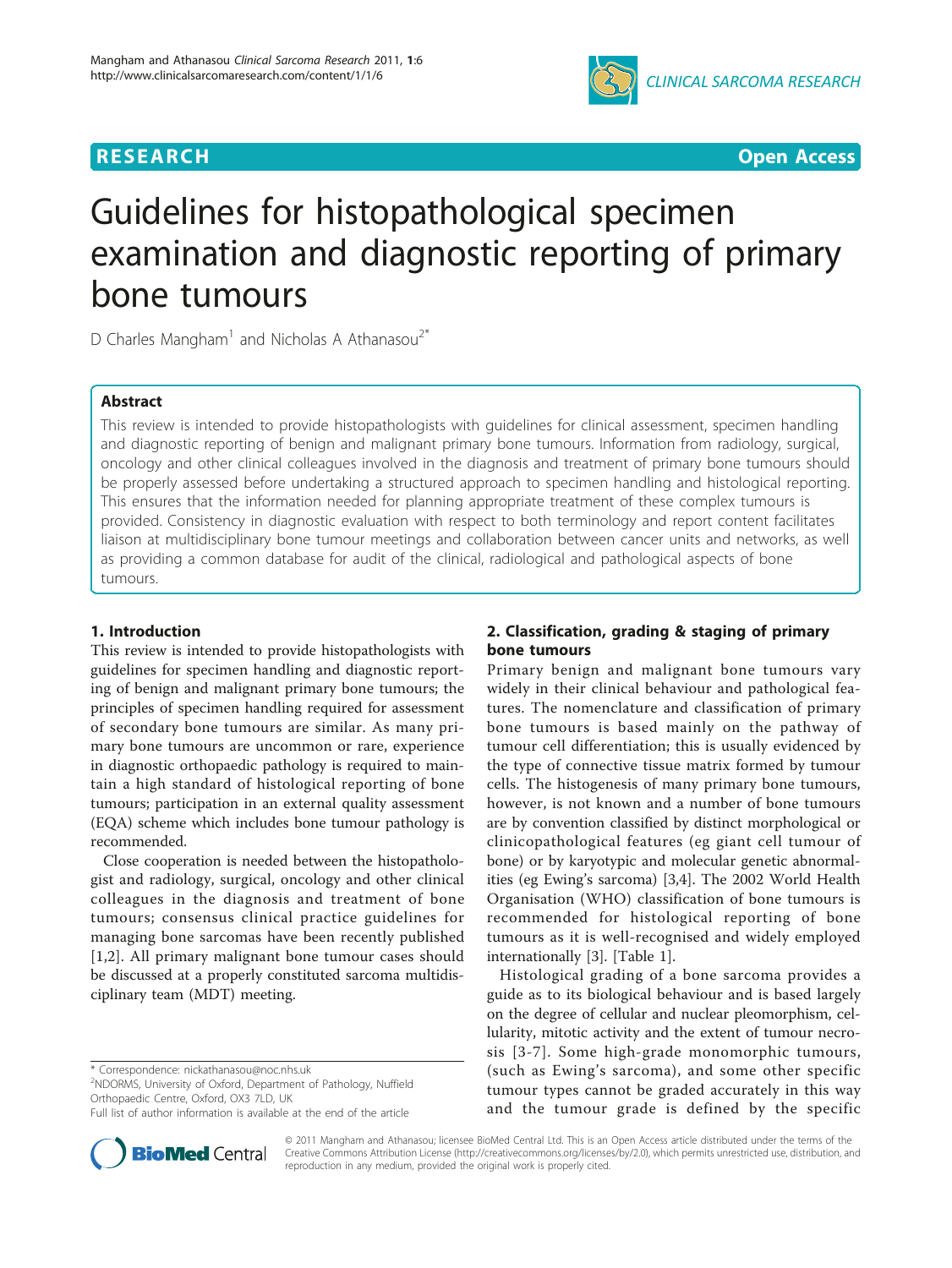**RESEARCH** **Open Access**

# Guidelines for histopathological specimen examination and diagnostic reporting of primary bone tumours

D Charles Mangham[1] and Nicholas A Athanasou[2*]

## Abstract

This review is intended to provide histopathologists with guidelines for clinical assessment, specimen handling and diagnostic reporting of benign and malignant primary bone tumours. Information from radiology, surgical, oncology and other clinical colleagues involved in the diagnosis and treatment of primary bone tumours should be properly assessed before undertaking a structured approach to specimen handling and histological reporting. This ensures that the information needed for planning appropriate treatment of these complex tumours is provided. Consistency in diagnostic evaluation with respect to both terminology and report content facilitates liaison at multidisciplinary bone tumour meetings and collaboration between cancer units and networks, as well as providing a common database for audit of the clinical, radiological and pathological aspects of bone tumours.

## 1. Introduction

This review is intended to provide histopathologists with guidelines for specimen handling and diagnostic reporting of benign and malignant primary bone tumours; the principles of specimen handling required for assessment of secondary bone tumours are similar. As many primary bone tumours are uncommon or rare, experience in diagnostic orthopaedic pathology is required to maintain a high standard of histological reporting of bone tumours; participation in an external quality assessment (EQA) scheme which includes bone tumour pathology is recommended.

Close cooperation is needed between the histopathologist and radiology, surgical, oncology and other clinical colleagues in the diagnosis and treatment of bone tumours; consensus clinical practice guidelines for managing bone sarcomas have been recently published [1,2]. All primary malignant bone tumour cases should be discussed at a properly constituted sarcoma multidisciplinary team (MDT) meeting.

## 2. Classification, grading & staging of primary bone tumours

Primary benign and malignant bone tumours vary widely in their clinical behaviour and pathological features. The nomenclature and classification of primary bone tumours is based mainly on the pathway of tumour cell differentiation; this is usually evidenced by the type of connective tissue matrix formed by tumour cells. The histogenesis of many primary bone tumours, however, is not known and a number of bone tumours are by convention classified by distinct morphological or clinicopathological features (eg giant cell tumour of bone) or by karyotypic and molecular genetic abnormalities (eg Ewing's sarcoma) [3,4]. The 2002 World Health Organisation (WHO) classification of bone tumours is recommended for histological reporting of bone tumours as it is well-recognised and widely employed internationally [3]. [Table 1].

Histological grading of a bone sarcoma provides a guide as to its biological behaviour and is based largely on the degree of cellular and nuclear pleomorphism, cellularity, mitotic activity and the extent of tumour necrosis [3-7]. Some high-grade monomorphic tumours, (such as Ewing's sarcoma), and some other specific tumour types cannot be graded accurately in this way and the tumour grade is defined by the specific

\* Correspondence: nickathanasou@noc.nhs.uk

[2]NDORMS, University of Oxford, Department of Pathology, Nuffield Orthopaedic Centre, Oxford, OX3 7LD, UK

Full list of author information is available at the end of the article

© 2011 Mangham and Athanasou; licensee BioMed Central Ltd. This is an Open Access article distributed under the terms of the Creative Commons Attribution License (http://creativecommons.org/licenses/by/2.0), which permits unrestricted use, distribution, and reproduction in any medium, provided the original work is properly cited.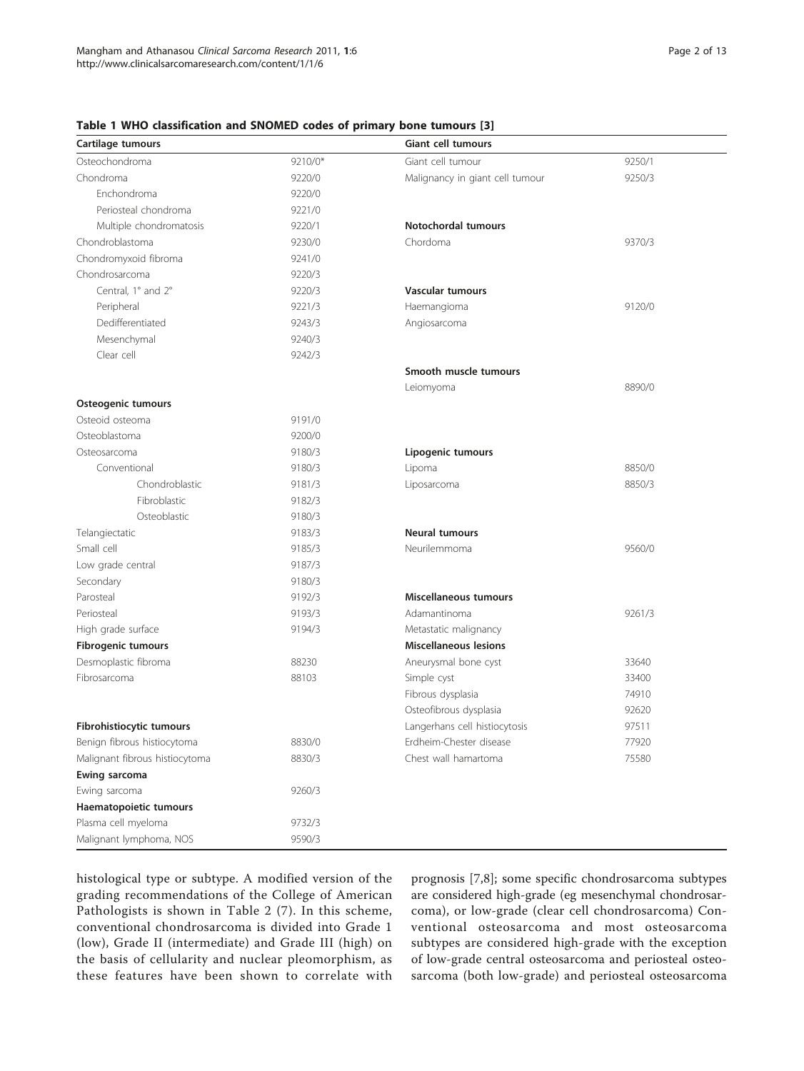**Table 1 WHO classification and SNOMED codes of primary bone tumours [3]**

| Cartilage tumours | | Giant cell tumours | |
|---|---|---|---|
| Osteochondroma | 9210/0* | Giant cell tumour | 9250/1 |
| Chondroma | 9220/0 | Malignancy in giant cell tumour | 9250/3 |
| Enchondroma | 9220/0 | | |
| Periosteal chondroma | 9221/0 | | |
| Multiple chondromatosis | 9220/1 | **Notochordal tumours** | |
| Chondroblastoma | 9230/0 | Chordoma | 9370/3 |
| Chondromyxoid fibroma | 9241/0 | | |
| Chondrosarcoma | 9220/3 | | |
| Central, 1° and 2° | 9220/3 | **Vascular tumours** | |
| Peripheral | 9221/3 | Haemangioma | 9120/0 |
| Dedifferentiated | 9243/3 | Angiosarcoma | |
| Mesenchymal | 9240/3 | | |
| Clear cell | 9242/3 | | |
| | | **Smooth muscle tumours** | |
| | | Leiomyoma | 8890/0 |
| **Osteogenic tumours** | | | |
| Osteoid osteoma | 9191/0 | | |
| Osteoblastoma | 9200/0 | | |
| Osteosarcoma | 9180/3 | **Lipogenic tumours** | |
| Conventional | 9180/3 | Lipoma | 8850/0 |
| Chondroblastic | 9181/3 | Liposarcoma | 8850/3 |
| Fibroblastic | 9182/3 | | |
| Osteoblastic | 9180/3 | | |
| Telangiectatic | 9183/3 | **Neural tumours** | |
| Small cell | 9185/3 | Neurilemmoma | 9560/0 |
| Low grade central | 9187/3 | | |
| Secondary | 9180/3 | | |
| Parosteal | 9192/3 | **Miscellaneous tumours** | |
| Periosteal | 9193/3 | Adamantinoma | 9261/3 |
| High grade surface | 9194/3 | Metastatic malignancy | |
| **Fibrogenic tumours** | | **Miscellaneous lesions** | |
| Desmoplastic fibroma | 88230 | Aneurysmal bone cyst | 33640 |
| Fibrosarcoma | 88103 | Simple cyst | 33400 |
| | | Fibrous dysplasia | 74910 |
| | | Osteofibrous dysplasia | 92620 |
| **Fibrohistiocytic tumours** | | Langerhans cell histiocytosis | 97511 |
| Benign fibrous histiocytoma | 8830/0 | Erdheim-Chester disease | 77920 |
| Malignant fibrous histiocytoma | 8830/3 | Chest wall hamartoma | 75580 |
| **Ewing sarcoma** | | | |
| Ewing sarcoma | 9260/3 | | |
| **Haematopoietic tumours** | | | |
| Plasma cell myeloma | 9732/3 | | |
| Malignant lymphoma, NOS | 9590/3 | | |

histological type or subtype. A modified version of the grading recommendations of the College of American Pathologists is shown in Table 2 (7). In this scheme, conventional chondrosarcoma is divided into Grade 1 (low), Grade II (intermediate) and Grade III (high) on the basis of cellularity and nuclear pleomorphism, as these features have been shown to correlate with prognosis [7,8]; some specific chondrosarcoma subtypes are considered high-grade (eg mesenchymal chondrosarcoma), or low-grade (clear cell chondrosarcoma) Conventional osteosarcoma and most osteosarcoma subtypes are considered high-grade with the exception of low-grade central osteosarcoma and periosteal osteosarcoma (both low-grade) and periosteal osteosarcoma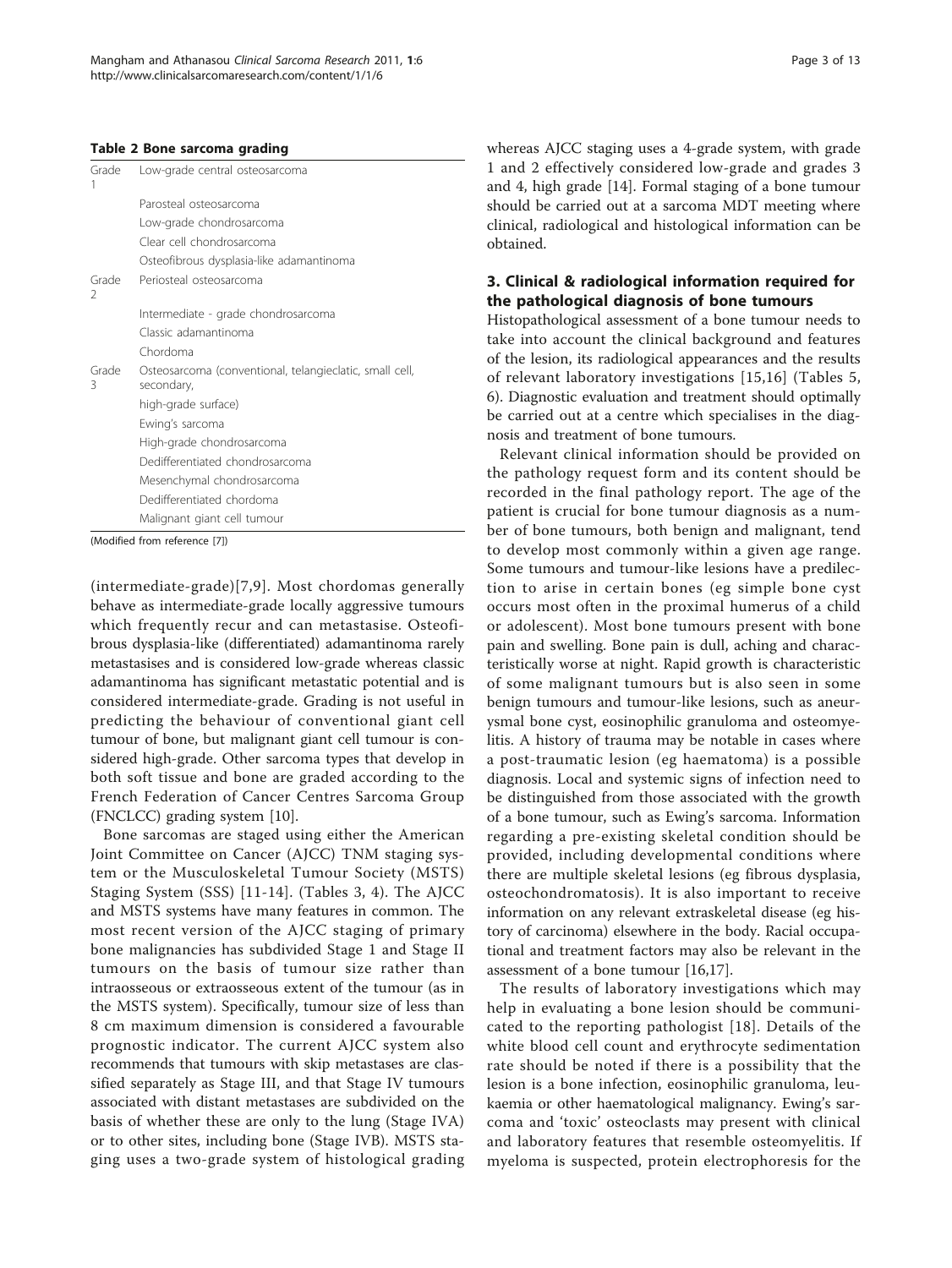**Table 2 Bone sarcoma grading**

| | |
|---|---|
| Grade 1 | Low-grade central osteosarcoma |
| | Parosteal osteosarcoma |
| | Low-grade chondrosarcoma |
| | Clear cell chondrosarcoma |
| | Osteofibrous dysplasia-like adamantinoma |
| Grade 2 | Periosteal osteosarcoma |
| | Intermediate - grade chondrosarcoma |
| | Classic adamantinoma |
| | Chordoma |
| Grade 3 | Osteosarcoma (conventional, telangiectatic, small cell, secondary, |
| | high-grade surface) |
| | Ewing's sarcoma |
| | High-grade chondrosarcoma |
| | Dedifferentiated chondrosarcoma |
| | Mesenchymal chondrosarcoma |
| | Dedifferentiated chordoma |
| | Malignant giant cell tumour |

(Modified from reference [7])

(intermediate-grade)[7,9]. Most chordomas generally behave as intermediate-grade locally aggressive tumours which frequently recur and can metastasise. Osteofibrous dysplasia-like (differentiated) adamantinoma rarely metastasises and is considered low-grade whereas classic adamantinoma has significant metastatic potential and is considered intermediate-grade. Grading is not useful in predicting the behaviour of conventional giant cell tumour of bone, but malignant giant cell tumour is considered high-grade. Other sarcoma types that develop in both soft tissue and bone are graded according to the French Federation of Cancer Centres Sarcoma Group (FNCLCC) grading system [10].

Bone sarcomas are staged using either the American Joint Committee on Cancer (AJCC) TNM staging system or the Musculoskeletal Tumour Society (MSTS) Staging System (SSS) [11-14]. (Tables 3, 4). The AJCC and MSTS systems have many features in common. The most recent version of the AJCC staging of primary bone malignancies has subdivided Stage 1 and Stage II tumours on the basis of tumour size rather than intraosseous or extraosseous extent of the tumour (as in the MSTS system). Specifically, tumour size of less than 8 cm maximum dimension is considered a favourable prognostic indicator. The current AJCC system also recommends that tumours with skip metastases are classified separately as Stage III, and that Stage IV tumours associated with distant metastases are subdivided on the basis of whether these are only to the lung (Stage IVA) or to other sites, including bone (Stage IVB). MSTS staging uses a two-grade system of histological grading whereas AJCC staging uses a 4-grade system, with grade 1 and 2 effectively considered low-grade and grades 3 and 4, high grade [14]. Formal staging of a bone tumour should be carried out at a sarcoma MDT meeting where clinical, radiological and histological information can be obtained.

## 3. Clinical & radiological information required for the pathological diagnosis of bone tumours

Histopathological assessment of a bone tumour needs to take into account the clinical background and features of the lesion, its radiological appearances and the results of relevant laboratory investigations [15,16] (Tables 5, 6). Diagnostic evaluation and treatment should optimally be carried out at a centre which specialises in the diagnosis and treatment of bone tumours.

Relevant clinical information should be provided on the pathology request form and its content should be recorded in the final pathology report. The age of the patient is crucial for bone tumour diagnosis as a number of bone tumours, both benign and malignant, tend to develop most commonly within a given age range. Some tumours and tumour-like lesions have a predilection to arise in certain bones (eg simple bone cyst occurs most often in the proximal humerus of a child or adolescent). Most bone tumours present with bone pain and swelling. Bone pain is dull, aching and characteristically worse at night. Rapid growth is characteristic of some malignant tumours but is also seen in some benign tumours and tumour-like lesions, such as aneurysmal bone cyst, eosinophilic granuloma and osteomyelitis. A history of trauma may be notable in cases where a post-traumatic lesion (eg haematoma) is a possible diagnosis. Local and systemic signs of infection need to be distinguished from those associated with the growth of a bone tumour, such as Ewing's sarcoma. Information regarding a pre-existing skeletal condition should be provided, including developmental conditions where there are multiple skeletal lesions (eg fibrous dysplasia, osteochondromatosis). It is also important to receive information on any relevant extraskeletal disease (eg history of carcinoma) elsewhere in the body. Racial occupational and treatment factors may also be relevant in the assessment of a bone tumour [16,17].

The results of laboratory investigations which may help in evaluating a bone lesion should be communicated to the reporting pathologist [18]. Details of the white blood cell count and erythrocyte sedimentation rate should be noted if there is a possibility that the lesion is a bone infection, eosinophilic granuloma, leukaemia or other haematological malignancy. Ewing's sarcoma and 'toxic' osteoclasts may present with clinical and laboratory features that resemble osteomyelitis. If myeloma is suspected, protein electrophoresis for the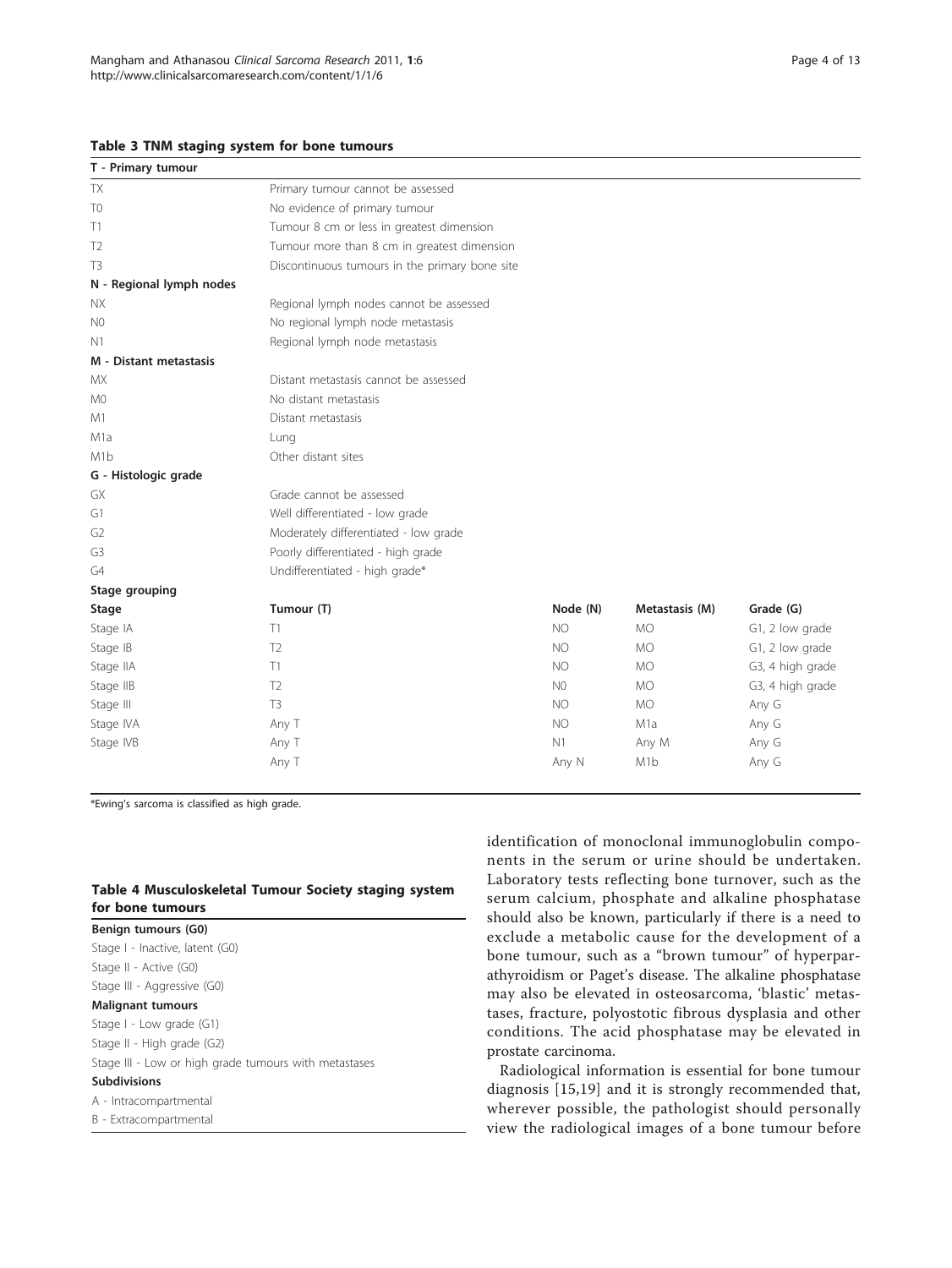**Table 3 TNM staging system for bone tumours**

| T - Primary tumour | | | | |
|---|---|---|---|---|
| TX | Primary tumour cannot be assessed | | | |
| T0 | No evidence of primary tumour | | | |
| T1 | Tumour 8 cm or less in greatest dimension | | | |
| T2 | Tumour more than 8 cm in greatest dimension | | | |
| T3 | Discontinuous tumours in the primary bone site | | | |
| **N - Regional lymph nodes** | | | | |
| NX | Regional lymph nodes cannot be assessed | | | |
| N0 | No regional lymph node metastasis | | | |
| N1 | Regional lymph node metastasis | | | |
| **M - Distant metastasis** | | | | |
| MX | Distant metastasis cannot be assessed | | | |
| M0 | No distant metastasis | | | |
| M1 | Distant metastasis | | | |
| M1a | Lung | | | |
| M1b | Other distant sites | | | |
| **G - Histologic grade** | | | | |
| GX | Grade cannot be assessed | | | |
| G1 | Well differentiated - low grade | | | |
| G2 | Moderately differentiated - low grade | | | |
| G3 | Poorly differentiated - high grade | | | |
| G4 | Undifferentiated - high grade* | | | |
| **Stage grouping** | | | | |
| **Stage** | **Tumour (T)** | **Node (N)** | **Metastasis (M)** | **Grade (G)** |
| Stage IA | T1 | NO | MO | G1, 2 low grade |
| Stage IB | T2 | NO | MO | G1, 2 low grade |
| Stage IIA | T1 | NO | MO | G3, 4 high grade |
| Stage IIB | T2 | N0 | MO | G3, 4 high grade |
| Stage III | T3 | NO | MO | Any G |
| Stage IVA | Any T | NO | M1a | Any G |
| Stage IVB | Any T | N1 | Any M | Any G |
| | Any T | Any N | M1b | Any G |

*Ewing's sarcoma is classified as high grade.

**Table 4 Musculoskeletal Tumour Society staging system for bone tumours**

| Benign tumours (G0) |
|---|
| Stage I - Inactive, latent (G0) |
| Stage II - Active (G0) |
| Stage III - Aggressive (G0) |
| **Malignant tumours** |
| Stage I - Low grade (G1) |
| Stage II - High grade (G2) |
| Stage III - Low or high grade tumours with metastases |
| **Subdivisions** |
| A - Intracompartmental |
| B - Extracompartmental |

identification of monoclonal immunoglobulin components in the serum or urine should be undertaken. Laboratory tests reflecting bone turnover, such as the serum calcium, phosphate and alkaline phosphatase should also be known, particularly if there is a need to exclude a metabolic cause for the development of a bone tumour, such as a "brown tumour" of hyperparathyroidism or Paget's disease. The alkaline phosphatase may also be elevated in osteosarcoma, 'blastic' metastases, fracture, polyostotic fibrous dysplasia and other conditions. The acid phosphatase may be elevated in prostate carcinoma.

Radiological information is essential for bone tumour diagnosis [15,19] and it is strongly recommended that, wherever possible, the pathologist should personally view the radiological images of a bone tumour before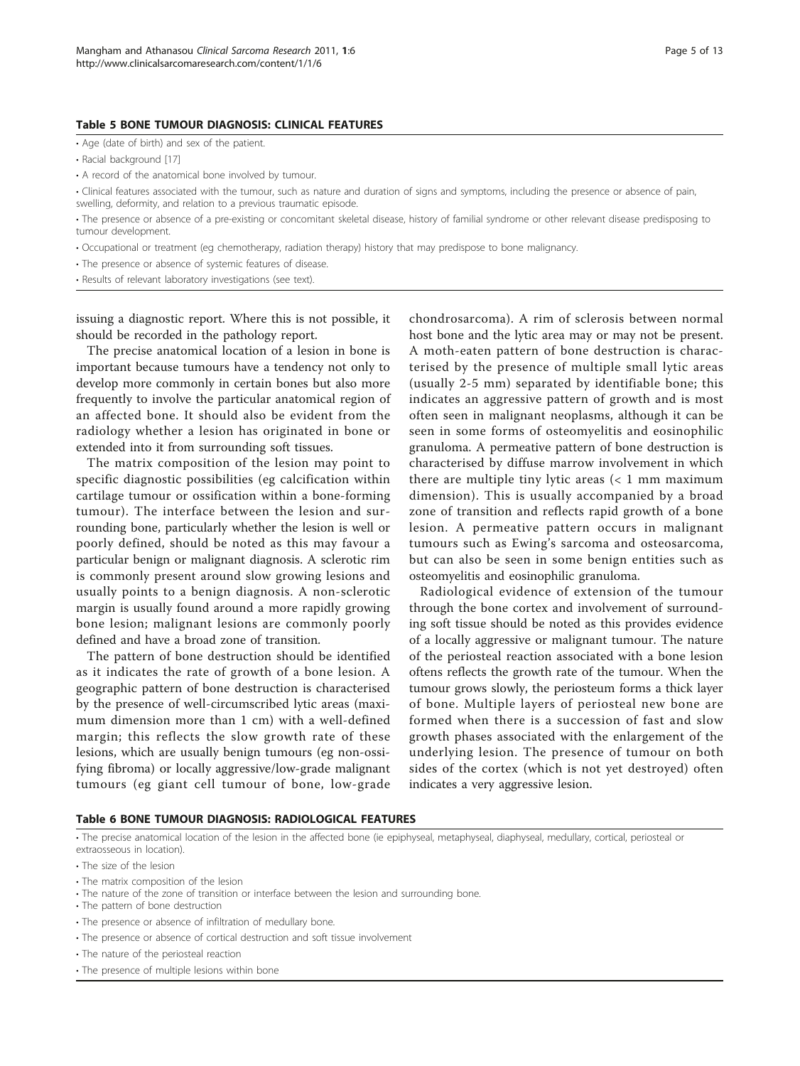**Table 5 BONE TUMOUR DIAGNOSIS: CLINICAL FEATURES**

- Age (date of birth) and sex of the patient.
- Racial background [17]
- A record of the anatomical bone involved by tumour.
- Clinical features associated with the tumour, such as nature and duration of signs and symptoms, including the presence or absence of pain, swelling, deformity, and relation to a previous traumatic episode.
- The presence or absence of a pre-existing or concomitant skeletal disease, history of familial syndrome or other relevant disease predisposing to tumour development.
- Occupational or treatment (eg chemotherapy, radiation therapy) history that may predispose to bone malignancy.
- The presence or absence of systemic features of disease.
- Results of relevant laboratory investigations (see text).

issuing a diagnostic report. Where this is not possible, it should be recorded in the pathology report.

The precise anatomical location of a lesion in bone is important because tumours have a tendency not only to develop more commonly in certain bones but also more frequently to involve the particular anatomical region of an affected bone. It should also be evident from the radiology whether a lesion has originated in bone or extended into it from surrounding soft tissues.

The matrix composition of the lesion may point to specific diagnostic possibilities (eg calcification within cartilage tumour or ossification within a bone-forming tumour). The interface between the lesion and surrounding bone, particularly whether the lesion is well or poorly defined, should be noted as this may favour a particular benign or malignant diagnosis. A sclerotic rim is commonly present around slow growing lesions and usually points to a benign diagnosis. A non-sclerotic margin is usually found around a more rapidly growing bone lesion; malignant lesions are commonly poorly defined and have a broad zone of transition.

The pattern of bone destruction should be identified as it indicates the rate of growth of a bone lesion. A geographic pattern of bone destruction is characterised by the presence of well-circumscribed lytic areas (maximum dimension more than 1 cm) with a well-defined margin; this reflects the slow growth rate of these lesions, which are usually benign tumours (eg non-ossifying fibroma) or locally aggressive/low-grade malignant tumours (eg giant cell tumour of bone, low-grade chondrosarcoma). A rim of sclerosis between normal host bone and the lytic area may or may not be present. A moth-eaten pattern of bone destruction is characterised by the presence of multiple small lytic areas (usually 2-5 mm) separated by identifiable bone; this indicates an aggressive pattern of growth and is most often seen in malignant neoplasms, although it can be seen in some forms of osteomyelitis and eosinophilic granuloma. A permeative pattern of bone destruction is characterised by diffuse marrow involvement in which there are multiple tiny lytic areas (< 1 mm maximum dimension). This is usually accompanied by a broad zone of transition and reflects rapid growth of a bone lesion. A permeative pattern occurs in malignant tumours such as Ewing's sarcoma and osteosarcoma, but can also be seen in some benign entities such as osteomyelitis and eosinophilic granuloma.

Radiological evidence of extension of the tumour through the bone cortex and involvement of surrounding soft tissue should be noted as this provides evidence of a locally aggressive or malignant tumour. The nature of the periosteal reaction associated with a bone lesion oftens reflects the growth rate of the tumour. When the tumour grows slowly, the periosteum forms a thick layer of bone. Multiple layers of periosteal new bone are formed when there is a succession of fast and slow growth phases associated with the enlargement of the underlying lesion. The presence of tumour on both sides of the cortex (which is not yet destroyed) often indicates a very aggressive lesion.

**Table 6 BONE TUMOUR DIAGNOSIS: RADIOLOGICAL FEATURES**

- The precise anatomical location of the lesion in the affected bone (ie epiphyseal, metaphyseal, diaphyseal, medullary, cortical, periosteal or extraosseous in location).
- The size of the lesion
- The matrix composition of the lesion
- The nature of the zone of transition or interface between the lesion and surrounding bone.
- The pattern of bone destruction
- The presence or absence of infiltration of medullary bone.
- The presence or absence of cortical destruction and soft tissue involvement
- The nature of the periosteal reaction
- The presence of multiple lesions within bone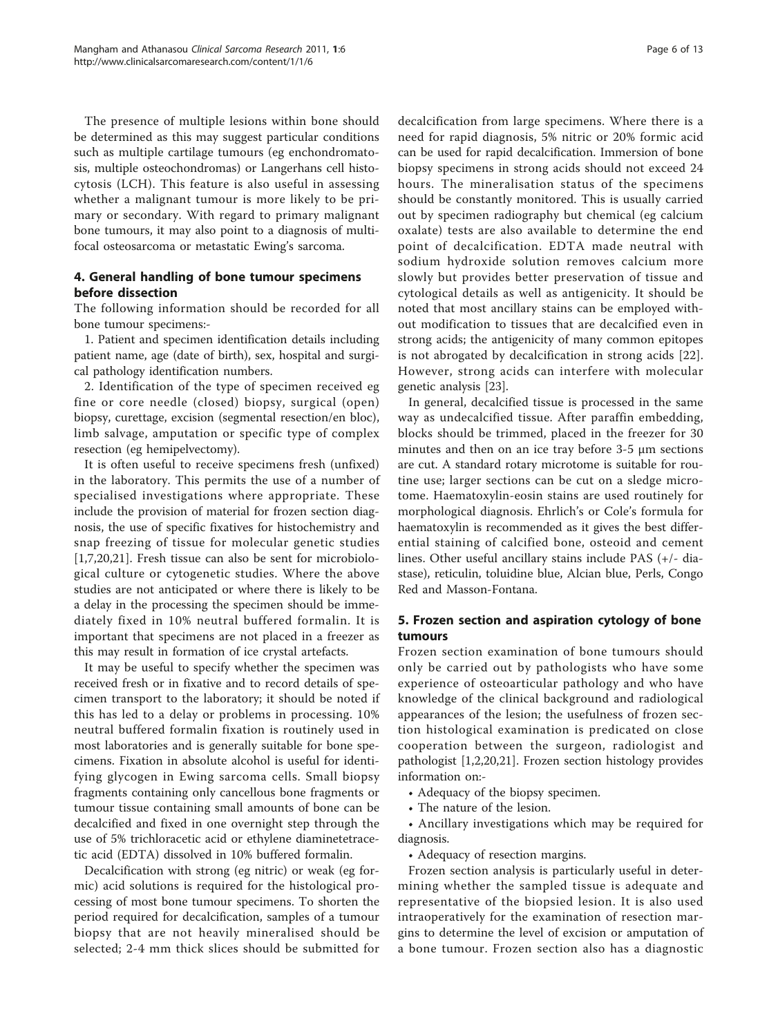The presence of multiple lesions within bone should be determined as this may suggest particular conditions such as multiple cartilage tumours (eg enchondromatosis, multiple osteochondromas) or Langerhans cell histocytosis (LCH). This feature is also useful in assessing whether a malignant tumour is more likely to be primary or secondary. With regard to primary malignant bone tumours, it may also point to a diagnosis of multifocal osteosarcoma or metastatic Ewing's sarcoma.

## 4. General handling of bone tumour specimens before dissection

The following information should be recorded for all bone tumour specimens:-

1. Patient and specimen identification details including patient name, age (date of birth), sex, hospital and surgical pathology identification numbers.

2. Identification of the type of specimen received eg fine or core needle (closed) biopsy, surgical (open) biopsy, curettage, excision (segmental resection/en bloc), limb salvage, amputation or specific type of complex resection (eg hemipelvectomy).

It is often useful to receive specimens fresh (unfixed) in the laboratory. This permits the use of a number of specialised investigations where appropriate. These include the provision of material for frozen section diagnosis, the use of specific fixatives for histochemistry and snap freezing of tissue for molecular genetic studies [1,7,20,21]. Fresh tissue can also be sent for microbiological culture or cytogenetic studies. Where the above studies are not anticipated or where there is likely to be a delay in the processing the specimen should be immediately fixed in 10% neutral buffered formalin. It is important that specimens are not placed in a freezer as this may result in formation of ice crystal artefacts.

It may be useful to specify whether the specimen was received fresh or in fixative and to record details of specimen transport to the laboratory; it should be noted if this has led to a delay or problems in processing. 10% neutral buffered formalin fixation is routinely used in most laboratories and is generally suitable for bone specimens. Fixation in absolute alcohol is useful for identifying glycogen in Ewing sarcoma cells. Small biopsy fragments containing only cancellous bone fragments or tumour tissue containing small amounts of bone can be decalcified and fixed in one overnight step through the use of 5% trichloracetic acid or ethylene diaminetetracetic acid (EDTA) dissolved in 10% buffered formalin.

Decalcification with strong (eg nitric) or weak (eg formic) acid solutions is required for the histological processing of most bone tumour specimens. To shorten the period required for decalcification, samples of a tumour biopsy that are not heavily mineralised should be selected; 2-4 mm thick slices should be submitted for decalcification from large specimens. Where there is a need for rapid diagnosis, 5% nitric or 20% formic acid can be used for rapid decalcification. Immersion of bone biopsy specimens in strong acids should not exceed 24 hours. The mineralisation status of the specimens should be constantly monitored. This is usually carried out by specimen radiography but chemical (eg calcium oxalate) tests are also available to determine the end point of decalcification. EDTA made neutral with sodium hydroxide solution removes calcium more slowly but provides better preservation of tissue and cytological details as well as antigenicity. It should be noted that most ancillary stains can be employed without modification to tissues that are decalcified even in strong acids; the antigenicity of many common epitopes is not abrogated by decalcification in strong acids [22]. However, strong acids can interfere with molecular genetic analysis [23].

In general, decalcified tissue is processed in the same way as undecalcified tissue. After paraffin embedding, blocks should be trimmed, placed in the freezer for 30 minutes and then on an ice tray before 3-5 μm sections are cut. A standard rotary microtome is suitable for routine use; larger sections can be cut on a sledge microtome. Haematoxylin-eosin stains are used routinely for morphological diagnosis. Ehrlich's or Cole's formula for haematoxylin is recommended as it gives the best differential staining of calcified bone, osteoid and cement lines. Other useful ancillary stains include PAS (+/- diastase), reticulin, toluidine blue, Alcian blue, Perls, Congo Red and Masson-Fontana.

## 5. Frozen section and aspiration cytology of bone tumours

Frozen section examination of bone tumours should only be carried out by pathologists who have some experience of osteoarticular pathology and who have knowledge of the clinical background and radiological appearances of the lesion; the usefulness of frozen section histological examination is predicated on close cooperation between the surgeon, radiologist and pathologist [1,2,20,21]. Frozen section histology provides information on:-

- Adequacy of the biopsy specimen.
- The nature of the lesion.
- Ancillary investigations which may be required for diagnosis.
- Adequacy of resection margins.

Frozen section analysis is particularly useful in determining whether the sampled tissue is adequate and representative of the biopsied lesion. It is also used intraoperatively for the examination of resection margins to determine the level of excision or amputation of a bone tumour. Frozen section also has a diagnostic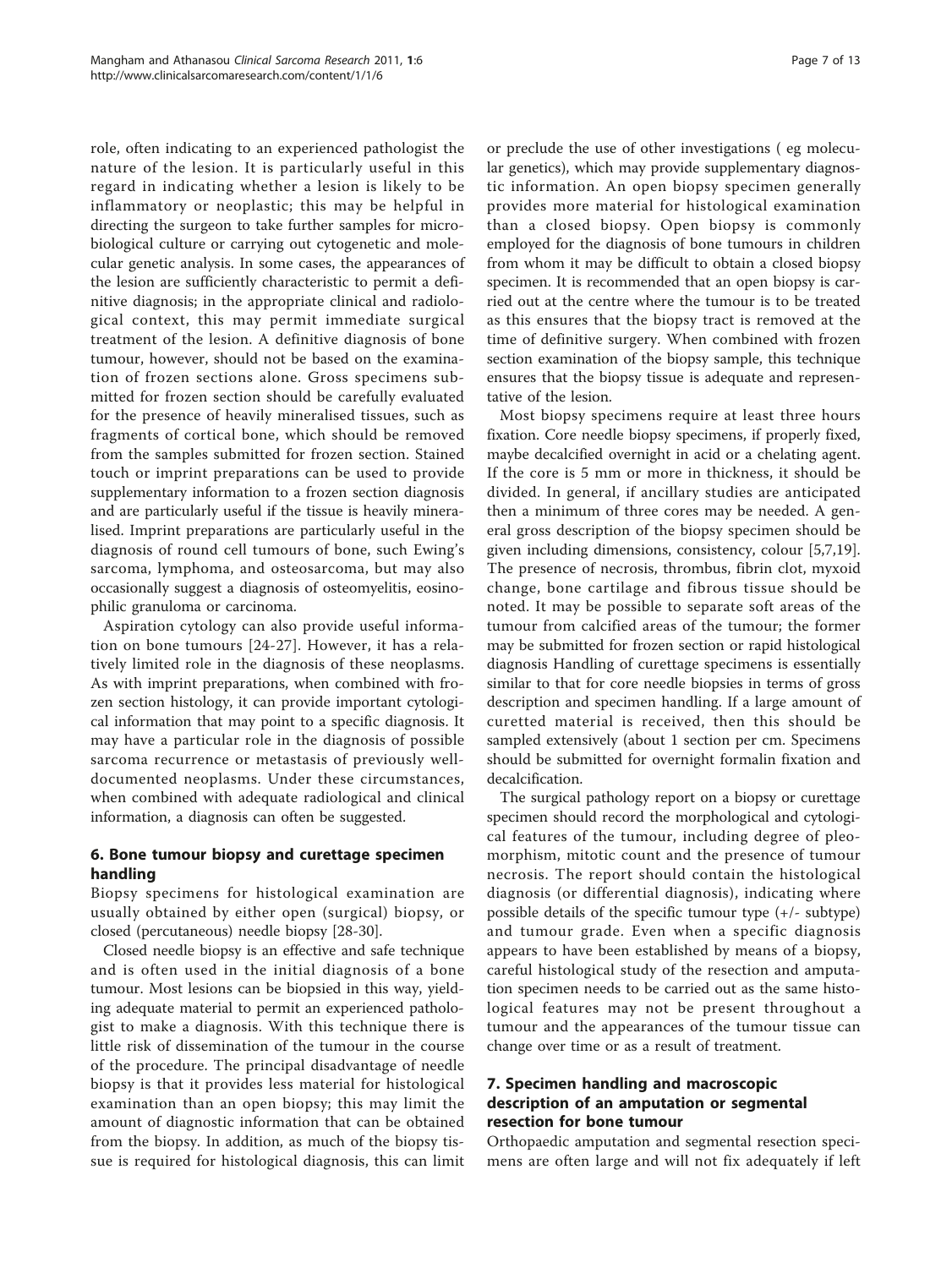role, often indicating to an experienced pathologist the nature of the lesion. It is particularly useful in this regard in indicating whether a lesion is likely to be inflammatory or neoplastic; this may be helpful in directing the surgeon to take further samples for microbiological culture or carrying out cytogenetic and molecular genetic analysis. In some cases, the appearances of the lesion are sufficiently characteristic to permit a definitive diagnosis; in the appropriate clinical and radiological context, this may permit immediate surgical treatment of the lesion. A definitive diagnosis of bone tumour, however, should not be based on the examination of frozen sections alone. Gross specimens submitted for frozen section should be carefully evaluated for the presence of heavily mineralised tissues, such as fragments of cortical bone, which should be removed from the samples submitted for frozen section. Stained touch or imprint preparations can be used to provide supplementary information to a frozen section diagnosis and are particularly useful if the tissue is heavily mineralised. Imprint preparations are particularly useful in the diagnosis of round cell tumours of bone, such Ewing's sarcoma, lymphoma, and osteosarcoma, but may also occasionally suggest a diagnosis of osteomyelitis, eosinophilic granuloma or carcinoma.

Aspiration cytology can also provide useful information on bone tumours [24-27]. However, it has a relatively limited role in the diagnosis of these neoplasms. As with imprint preparations, when combined with frozen section histology, it can provide important cytological information that may point to a specific diagnosis. It may have a particular role in the diagnosis of possible sarcoma recurrence or metastasis of previously well-documented neoplasms. Under these circumstances, when combined with adequate radiological and clinical information, a diagnosis can often be suggested.

## 6. Bone tumour biopsy and curettage specimen handling

Biopsy specimens for histological examination are usually obtained by either open (surgical) biopsy, or closed (percutaneous) needle biopsy [28-30].

Closed needle biopsy is an effective and safe technique and is often used in the initial diagnosis of a bone tumour. Most lesions can be biopsied in this way, yielding adequate material to permit an experienced pathologist to make a diagnosis. With this technique there is little risk of dissemination of the tumour in the course of the procedure. The principal disadvantage of needle biopsy is that it provides less material for histological examination than an open biopsy; this may limit the amount of diagnostic information that can be obtained from the biopsy. In addition, as much of the biopsy tissue is required for histological diagnosis, this can limit or preclude the use of other investigations ( eg molecular genetics), which may provide supplementary diagnostic information. An open biopsy specimen generally provides more material for histological examination than a closed biopsy. Open biopsy is commonly employed for the diagnosis of bone tumours in children from whom it may be difficult to obtain a closed biopsy specimen. It is recommended that an open biopsy is carried out at the centre where the tumour is to be treated as this ensures that the biopsy tract is removed at the time of definitive surgery. When combined with frozen section examination of the biopsy sample, this technique ensures that the biopsy tissue is adequate and representative of the lesion.

Most biopsy specimens require at least three hours fixation. Core needle biopsy specimens, if properly fixed, maybe decalcified overnight in acid or a chelating agent. If the core is 5 mm or more in thickness, it should be divided. In general, if ancillary studies are anticipated then a minimum of three cores may be needed. A general gross description of the biopsy specimen should be given including dimensions, consistency, colour [5,7,19]. The presence of necrosis, thrombus, fibrin clot, myxoid change, bone cartilage and fibrous tissue should be noted. It may be possible to separate soft areas of the tumour from calcified areas of the tumour; the former may be submitted for frozen section or rapid histological diagnosis Handling of curettage specimens is essentially similar to that for core needle biopsies in terms of gross description and specimen handling. If a large amount of curetted material is received, then this should be sampled extensively (about 1 section per cm. Specimens should be submitted for overnight formalin fixation and decalcification.

The surgical pathology report on a biopsy or curettage specimen should record the morphological and cytological features of the tumour, including degree of pleomorphism, mitotic count and the presence of tumour necrosis. The report should contain the histological diagnosis (or differential diagnosis), indicating where possible details of the specific tumour type (+/- subtype) and tumour grade. Even when a specific diagnosis appears to have been established by means of a biopsy, careful histological study of the resection and amputation specimen needs to be carried out as the same histological features may not be present throughout a tumour and the appearances of the tumour tissue can change over time or as a result of treatment.

## 7. Specimen handling and macroscopic description of an amputation or segmental resection for bone tumour

Orthopaedic amputation and segmental resection specimens are often large and will not fix adequately if left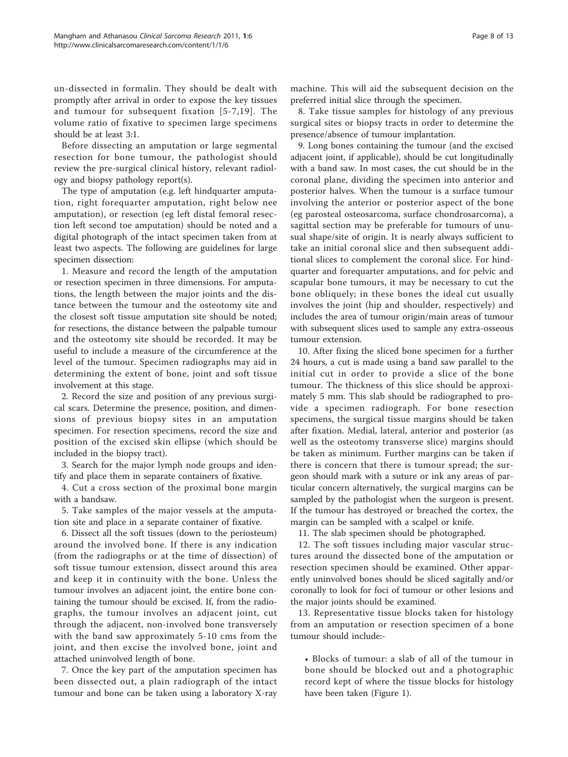un-dissected in formalin. They should be dealt with promptly after arrival in order to expose the key tissues and tumour for subsequent fixation [5-7,19]. The volume ratio of fixative to specimen large specimens should be at least 3:1.

Before dissecting an amputation or large segmental resection for bone tumour, the pathologist should review the pre-surgical clinical history, relevant radiology and biopsy pathology report(s).

The type of amputation (e.g. left hindquarter amputation, right forequarter amputation, right below nee amputation), or resection (eg left distal femoral resection left second toe amputation) should be noted and a digital photograph of the intact specimen taken from at least two aspects. The following are guidelines for large specimen dissection:

1. Measure and record the length of the amputation or resection specimen in three dimensions. For amputations, the length between the major joints and the distance between the tumour and the osteotomy site and the closest soft tissue amputation site should be noted; for resections, the distance between the palpable tumour and the osteotomy site should be recorded. It may be useful to include a measure of the circumference at the level of the tumour. Specimen radiographs may aid in determining the extent of bone, joint and soft tissue involvement at this stage.

2. Record the size and position of any previous surgical scars. Determine the presence, position, and dimensions of previous biopsy sites in an amputation specimen. For resection specimens, record the size and position of the excised skin ellipse (which should be included in the biopsy tract).

3. Search for the major lymph node groups and identify and place them in separate containers of fixative.

4. Cut a cross section of the proximal bone margin with a bandsaw.

5. Take samples of the major vessels at the amputation site and place in a separate container of fixative.

6. Dissect all the soft tissues (down to the periosteum) around the involved bone. If there is any indication (from the radiographs or at the time of dissection) of soft tissue tumour extension, dissect around this area and keep it in continuity with the bone. Unless the tumour involves an adjacent joint, the entire bone containing the tumour should be excised. If, from the radiographs, the tumour involves an adjacent joint, cut through the adjacent, non-involved bone transversely with the band saw approximately 5-10 cms from the joint, and then excise the involved bone, joint and attached uninvolved length of bone.

7. Once the key part of the amputation specimen has been dissected out, a plain radiograph of the intact tumour and bone can be taken using a laboratory X-ray machine. This will aid the subsequent decision on the preferred initial slice through the specimen.

8. Take tissue samples for histology of any previous surgical sites or biopsy tracts in order to determine the presence/absence of tumour implantation.

9. Long bones containing the tumour (and the excised adjacent joint, if applicable), should be cut longitudinally with a band saw. In most cases, the cut should be in the coronal plane, dividing the specimen into anterior and posterior halves. When the tumour is a surface tumour involving the anterior or posterior aspect of the bone (eg parosteal osteosarcoma, surface chondrosarcoma), a sagittal section may be preferable for tumours of unusual shape/site of origin. It is nearly always sufficient to take an initial coronal slice and then subsequent additional slices to complement the coronal slice. For hindquarter and forequarter amputations, and for pelvic and scapular bone tumours, it may be necessary to cut the bone obliquely; in these bones the ideal cut usually involves the joint (hip and shoulder, respectively) and includes the area of tumour origin/main areas of tumour with subsequent slices used to sample any extra-osseous tumour extension.

10. After fixing the sliced bone specimen for a further 24 hours, a cut is made using a band saw parallel to the initial cut in order to provide a slice of the bone tumour. The thickness of this slice should be approximately 5 mm. This slab should be radiographed to provide a specimen radiograph. For bone resection specimens, the surgical tissue margins should be taken after fixation. Medial, lateral, anterior and posterior (as well as the osteotomy transverse slice) margins should be taken as minimum. Further margins can be taken if there is concern that there is tumour spread; the surgeon should mark with a suture or ink any areas of particular concern alternatively, the surgical margins can be sampled by the pathologist when the surgeon is present. If the tumour has destroyed or breached the cortex, the margin can be sampled with a scalpel or knife.

11. The slab specimen should be photographed.

12. The soft tissues including major vascular structures around the dissected bone of the amputation or resection specimen should be examined. Other apparently uninvolved bones should be sliced sagitally and/or coronally to look for foci of tumour or other lesions and the major joints should be examined.

13. Representative tissue blocks taken for histology from an amputation or resection specimen of a bone tumour should include:-

- Blocks of tumour: a slab of all of the tumour in bone should be blocked out and a photographic record kept of where the tissue blocks for histology have been taken (Figure 1).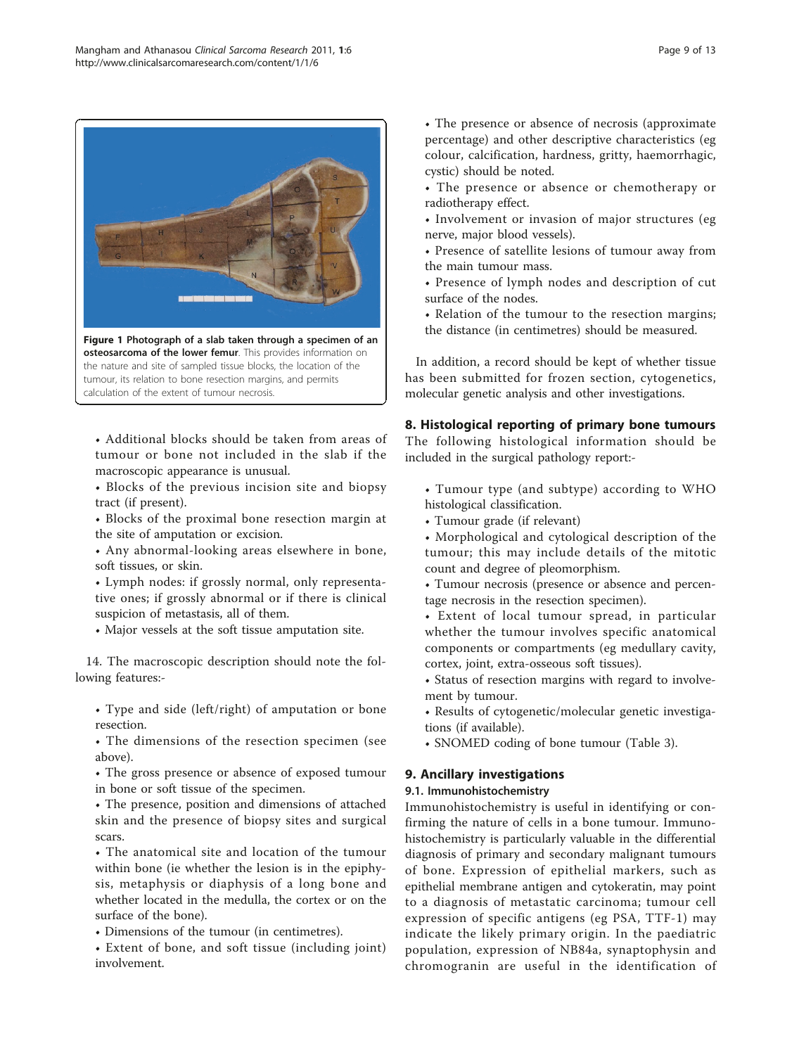**Figure 1 Photograph of a slab taken through a specimen of an osteosarcoma of the lower femur**. This provides information on the nature and site of sampled tissue blocks, the location of the tumour, its relation to bone resection margins, and permits calculation of the extent of tumour necrosis.

- Additional blocks should be taken from areas of tumour or bone not included in the slab if the macroscopic appearance is unusual.
- Blocks of the previous incision site and biopsy tract (if present).
- Blocks of the proximal bone resection margin at the site of amputation or excision.
- Any abnormal-looking areas elsewhere in bone, soft tissues, or skin.
- Lymph nodes: if grossly normal, only representative ones; if grossly abnormal or if there is clinical suspicion of metastasis, all of them.
- Major vessels at the soft tissue amputation site.

14. The macroscopic description should note the following features:-

- Type and side (left/right) of amputation or bone resection.
- The dimensions of the resection specimen (see above).
- The gross presence or absence of exposed tumour in bone or soft tissue of the specimen.
- The presence, position and dimensions of attached skin and the presence of biopsy sites and surgical scars.
- The anatomical site and location of the tumour within bone (ie whether the lesion is in the epiphysis, metaphysis or diaphysis of a long bone and whether located in the medulla, the cortex or on the surface of the bone).
- Dimensions of the tumour (in centimetres).
- Extent of bone, and soft tissue (including joint) involvement.
- The presence or absence of necrosis (approximate percentage) and other descriptive characteristics (eg colour, calcification, hardness, gritty, haemorrhagic, cystic) should be noted.
- The presence or absence or chemotherapy or radiotherapy effect.
- Involvement or invasion of major structures (eg nerve, major blood vessels).
- Presence of satellite lesions of tumour away from the main tumour mass.
- Presence of lymph nodes and description of cut surface of the nodes.
- Relation of the tumour to the resection margins; the distance (in centimetres) should be measured.

In addition, a record should be kept of whether tissue has been submitted for frozen section, cytogenetics, molecular genetic analysis and other investigations.

## 8. Histological reporting of primary bone tumours

The following histological information should be included in the surgical pathology report:-

- Tumour type (and subtype) according to WHO histological classification.
- Tumour grade (if relevant)
- Morphological and cytological description of the tumour; this may include details of the mitotic count and degree of pleomorphism.
- Tumour necrosis (presence or absence and percentage necrosis in the resection specimen).
- Extent of local tumour spread, in particular whether the tumour involves specific anatomical components or compartments (eg medullary cavity, cortex, joint, extra-osseous soft tissues).
- Status of resection margins with regard to involvement by tumour.
- Results of cytogenetic/molecular genetic investigations (if available).
- SNOMED coding of bone tumour (Table 3).

## 9. Ancillary investigations

### 9.1. Immunohistochemistry

Immunohistochemistry is useful in identifying or confirming the nature of cells in a bone tumour. Immunohistochemistry is particularly valuable in the differential diagnosis of primary and secondary malignant tumours of bone. Expression of epithelial markers, such as epithelial membrane antigen and cytokeratin, may point to a diagnosis of metastatic carcinoma; tumour cell expression of specific antigens (eg PSA, TTF-1) may indicate the likely primary origin. In the paediatric population, expression of NB84a, synaptophysin and chromogranin are useful in the identification of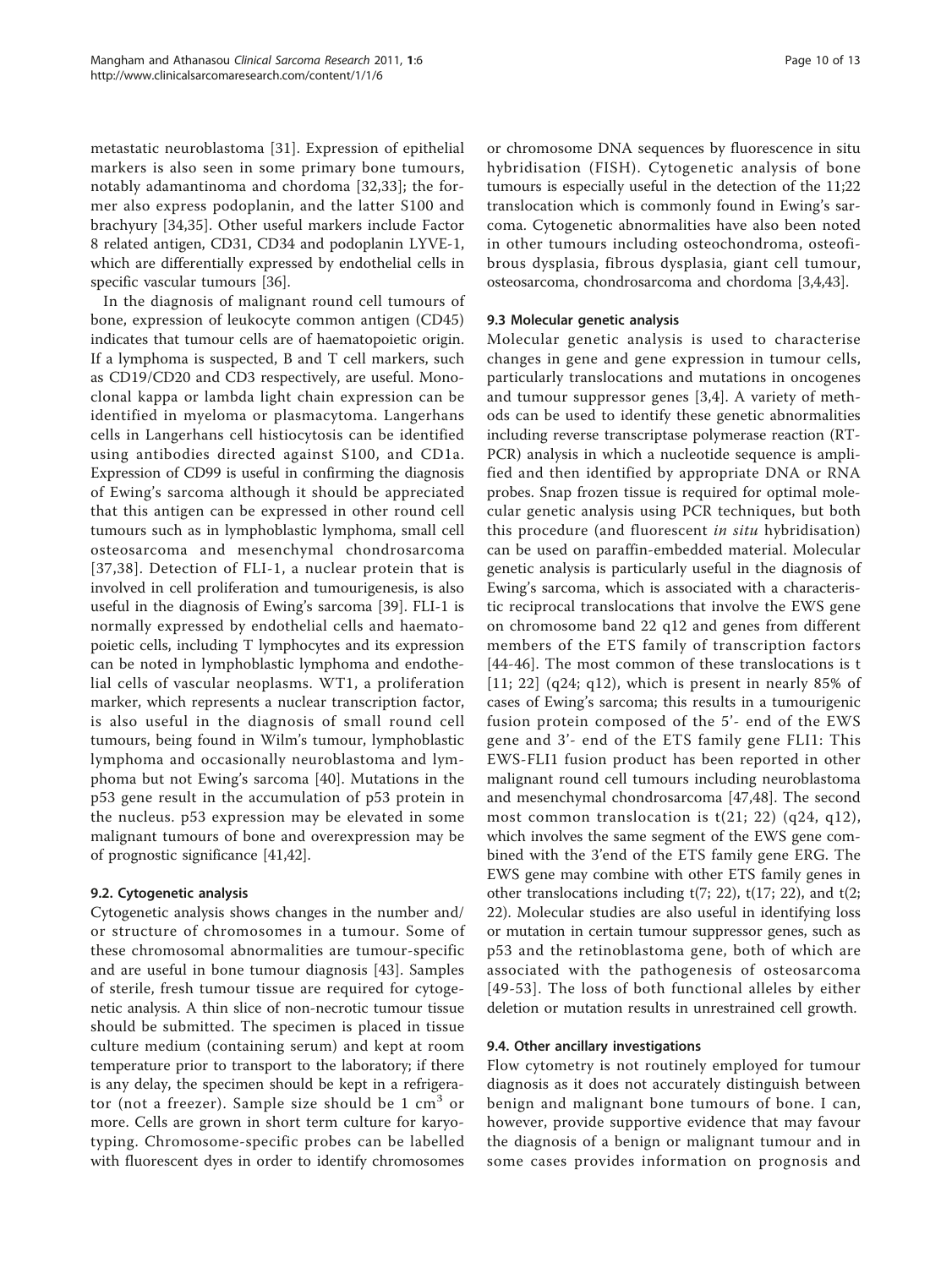metastatic neuroblastoma [31]. Expression of epithelial markers is also seen in some primary bone tumours, notably adamantinoma and chordoma [32,33]; the former also express podoplanin, and the latter S100 and brachyury [34,35]. Other useful markers include Factor 8 related antigen, CD31, CD34 and podoplanin LYVE-1, which are differentially expressed by endothelial cells in specific vascular tumours [36].

In the diagnosis of malignant round cell tumours of bone, expression of leukocyte common antigen (CD45) indicates that tumour cells are of haematopoietic origin. If a lymphoma is suspected, B and T cell markers, such as CD19/CD20 and CD3 respectively, are useful. Monoclonal kappa or lambda light chain expression can be identified in myeloma or plasmacytoma. Langerhans cells in Langerhans cell histiocytosis can be identified using antibodies directed against S100, and CD1a. Expression of CD99 is useful in confirming the diagnosis of Ewing's sarcoma although it should be appreciated that this antigen can be expressed in other round cell tumours such as in lymphoblastic lymphoma, small cell osteosarcoma and mesenchymal chondrosarcoma [37,38]. Detection of FLI-1, a nuclear protein that is involved in cell proliferation and tumourigenesis, is also useful in the diagnosis of Ewing's sarcoma [39]. FLI-1 is normally expressed by endothelial cells and haematopoietic cells, including T lymphocytes and its expression can be noted in lymphoblastic lymphoma and endothelial cells of vascular neoplasms. WT1, a proliferation marker, which represents a nuclear transcription factor, is also useful in the diagnosis of small round cell tumours, being found in Wilm's tumour, lymphoblastic lymphoma and occasionally neuroblastoma and lymphoma but not Ewing's sarcoma [40]. Mutations in the p53 gene result in the accumulation of p53 protein in the nucleus. p53 expression may be elevated in some malignant tumours of bone and overexpression may be of prognostic significance [41,42].

### 9.2. Cytogenetic analysis

Cytogenetic analysis shows changes in the number and/or structure of chromosomes in a tumour. Some of these chromosomal abnormalities are tumour-specific and are useful in bone tumour diagnosis [43]. Samples of sterile, fresh tumour tissue are required for cytogenetic analysis. A thin slice of non-necrotic tumour tissue should be submitted. The specimen is placed in tissue culture medium (containing serum) and kept at room temperature prior to transport to the laboratory; if there is any delay, the specimen should be kept in a refrigerator (not a freezer). Sample size should be 1 $cm^3$ or more. Cells are grown in short term culture for karyotyping. Chromosome-specific probes can be labelled with fluorescent dyes in order to identify chromosomes or chromosome DNA sequences by fluorescence in situ hybridisation (FISH). Cytogenetic analysis of bone tumours is especially useful in the detection of the 11;22 translocation which is commonly found in Ewing's sarcoma. Cytogenetic abnormalities have also been noted in other tumours including osteochondroma, osteofibrous dysplasia, fibrous dysplasia, giant cell tumour, osteosarcoma, chondrosarcoma and chordoma [3,4,43].

### 9.3 Molecular genetic analysis

Molecular genetic analysis is used to characterise changes in gene and gene expression in tumour cells, particularly translocations and mutations in oncogenes and tumour suppressor genes [3,4]. A variety of methods can be used to identify these genetic abnormalities including reverse transcriptase polymerase reaction (RT-PCR) analysis in which a nucleotide sequence is amplified and then identified by appropriate DNA or RNA probes. Snap frozen tissue is required for optimal molecular genetic analysis using PCR techniques, but both this procedure (and fluorescent *in situ* hybridisation) can be used on paraffin-embedded material. Molecular genetic analysis is particularly useful in the diagnosis of Ewing's sarcoma, which is associated with a characteristic reciprocal translocations that involve the EWS gene on chromosome band 22 q12 and genes from different members of the ETS family of transcription factors [44-46]. The most common of these translocations is t [11; 22] (q24; q12), which is present in nearly 85% of cases of Ewing's sarcoma; this results in a tumourigenic fusion protein composed of the 5'- end of the EWS gene and 3'- end of the ETS family gene FLI1: This EWS-FLI1 fusion product has been reported in other malignant round cell tumours including neuroblastoma and mesenchymal chondrosarcoma [47,48]. The second most common translocation is t(21; 22) (q24, q12), which involves the same segment of the EWS gene combined with the 3'end of the ETS family gene ERG. The EWS gene may combine with other ETS family genes in other translocations including t(7; 22), t(17; 22), and t(2; 22). Molecular studies are also useful in identifying loss or mutation in certain tumour suppressor genes, such as p53 and the retinoblastoma gene, both of which are associated with the pathogenesis of osteosarcoma [49-53]. The loss of both functional alleles by either deletion or mutation results in unrestrained cell growth.

### 9.4. Other ancillary investigations

Flow cytometry is not routinely employed for tumour diagnosis as it does not accurately distinguish between benign and malignant bone tumours of bone. I can, however, provide supportive evidence that may favour the diagnosis of a benign or malignant tumour and in some cases provides information on prognosis and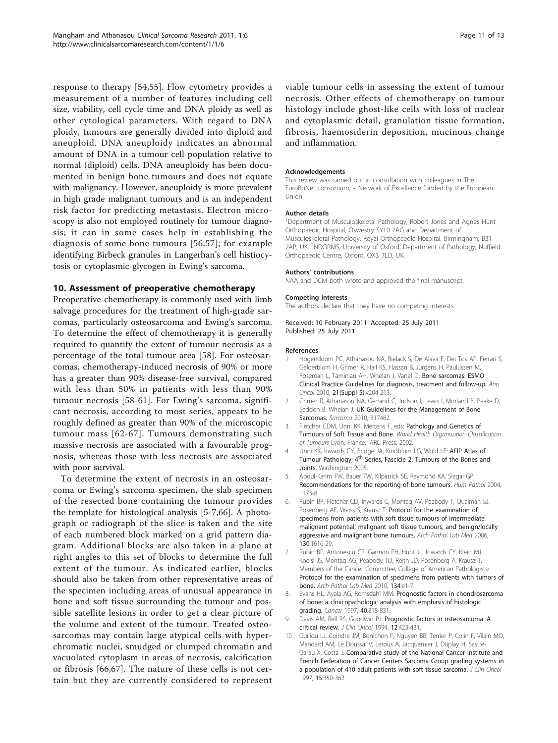response to therapy [54,55]. Flow cytometry provides a measurement of a number of features including cell size, viability, cell cycle time and DNA ploidy as well as other cytological parameters. With regard to DNA ploidy, tumours are generally divided into diploid and aneuploid. DNA aneuploidy indicates an abnormal amount of DNA in a tumour cell population relative to normal (diploid) cells. DNA aneuploidy has been documented in benign bone tumours and does not equate with malignancy. However, aneuploidy is more prevalent in high grade malignant tumours and is an independent risk factor for predicting metastasis. Electron microscopy is also not employed routinely for tumour diagnosis; it can in some cases help in establishing the diagnosis of some bone tumours [56,57]; for example identifying Birbeck granules in Langerhan's cell histiocytosis or cytoplasmic glycogen in Ewing's sarcoma.

## 10. Assessment of preoperative chemotherapy

Preoperative chemotherapy is commonly used with limb salvage procedures for the treatment of high-grade sarcomas, particularly osteosarcoma and Ewing's sarcoma. To determine the effect of chemotherapy it is generally required to quantify the extent of tumour necrosis as a percentage of the total tumour area [58]. For osteosarcomas, chemotherapy-induced necrosis of 90% or more has a greater than 90% disease-free survival, compared with less than 50% in patients with less than 90% tumour necrosis [58-61]. For Ewing's sarcoma, significant necrosis, according to most series, appears to be roughly defined as greater than 90% of the microscopic tumour mass [62-67]. Tumours demonstrating such massive necrosis are associated with a favourable prognosis, whereas those with less necrosis are associated with poor survival.

To determine the extent of necrosis in an osteosarcoma or Ewing's sarcoma specimen, the slab specimen of the resected bone containing the tumour provides the template for histological analysis [5-7,66]. A photograph or radiograph of the slice is taken and the site of each numbered block marked on a grid pattern diagram. Additional blocks are also taken in a plane at right angles to this set of blocks to determine the full extent of the tumour. As indicated earlier, blocks should also be taken from other representative areas of the specimen including areas of unusual appearance in bone and soft tissue surrounding the tumour and possible satellite lesions in order to get a clear picture of the volume and extent of the tumour. Treated osteosarcomas may contain large atypical cells with hyperchromatic nuclei, smudged or clumped chromatin and vacuolated cytoplasm in areas of necrosis, calcification or fibrosis [66,67]. The nature of these cells is not certain but they are currently considered to represent viable tumour cells in assessing the extent of tumour necrosis. Other effects of chemotherapy on tumour histology include ghost-like cells with loss of nuclear and cytoplasmic detail, granulation tissue formation, fibrosis, haemosiderin deposition, mucinous change and inflammation.

#### Acknowledgements

This review was carried out in consultation with colleagues in The EuroBoNet consortium, a Network of Excellence funded by the European Union.

#### Author details

[1]Department of Musculoskeletal Pathology, Robert Jones and Agnes Hunt Orthopaedic Hospital, Oswestry SY10 7AG and Department of Musculoskeletal Pathology, Royal Orthopaedic Hospital, Birmingham, B31 2AP, UK. [2]NDORMS, University of Oxford, Department of Pathology, Nuffield Orthopaedic Centre, Oxford, OX3 7LD, UK.

#### Authors' contributions

NAA and DCM both wrote and approved the final manuscript.

#### Competing interests

The authors declare that they have no competing interests.

Received: 10 February 2011 Accepted: 25 July 2011
Published: 25 July 2011

#### References

1. Hogendoorn PC, Athanasou NA, Bielack S, De Alava E, Dei Tos AP, Ferrari S, Gelderblom H, Grimer R, Hall KS, Hassan B, Jurgens H, Paulussen M, Roseman L, Taminiau AH, Whelan J, Vanel D: **Bone sarcomas: ESMO Clinical Practice Guidelines for diagnosis, treatment and follow-up.** *Ann Oncol* 2010, **21(Suppl 5)**:v204-213.
2. Grimer R, Athanasou NA, Gerrand C, Judson I, Lewis I, Morland B, Peake D, Seddon B, Whelan J: **UK Guidelines for the Management of Bone Sarcomas.** *Sarcoma* 2010, 317462.
3. Fletcher CDM, Unni KK, Mertens F, eds: **Pathology and Genetics of Tumours of Soft Tissue and Bone.** *World Health Organisation Classification of Tumours* Lyon, France: IARC Press; 2002.
4. Unni KK, Inwards CY, Bridge JA, Kindblom LG, Wold LE: **AFIP Atlas of Tumour Pathology; 4th Series, Fascicle 2: Tumours of the Bones and Joints.** Washington; 2005.
5. Abdul-Karim FW, Bauer TW, Kilpatrick SE, Raymond KA, Siegal GP: **Recommendations for the reporting of bone tumours.** *Hum Pathol* 2004, 1173-8.
6. Rubin BP, Fletcher CD, Inwards C, Montag AV, Peabody T, Qualman SJ, Rosenberg AE, Weiss S, Krausz T: **Protocol for the examination of specimens from patients with soft tissue tumours of intermediate malignant potential, malignant soft tissue tumours, and benign/locally aggressive and malignant bone tumours.** *Arch Pathol Lab Med* 2006, **130**:1616-29.
7. Rubin BP, Antonescu CR, Gannon FH, Hunt JL, Inwards CY, Klein MJ, Kneisl JS, Montag AG, Peabody TD, Reith JD, Rosenberg A, Krausz T, Members of the Cancer Committee, College of American Pathologists: **Protocol for the examination of specimens from patients with tumors of bone.** *Arch Pathol Lab Med* 2010, **134**:e1-7.
8. Evans HL, Ayala AG, Romsdahl MM: **Prognostic factors in chondrosarcoma of bone: a clinicopathologic analysis with emphasis of histologic grading.** *Cancer* 1997, **40**:818-831.
9. Davis AM, Bell RS, Goodwin PJ: **Prognostic factors in osteosarcoma. A critical review.** *J Clin Oncol* 1994, **12**:423-431.
10. Guillou LJ, Coindre JM, Bonichon F, Nguyen BB, Terrier P, Colin F, Vilain MO, Mandard AM, Le Doussai V, Lerous A, Jacquemier J, Duplay H, Sastre-Garau X, Costa J: **Comparative study of the National Cancer Institute and French Federation of Cancer Centers Sarcoma Group grading systems in a population of 410 adult patients with soft tissue sarcoma.** *J Clin Oncol* 1997, **15**:350-362.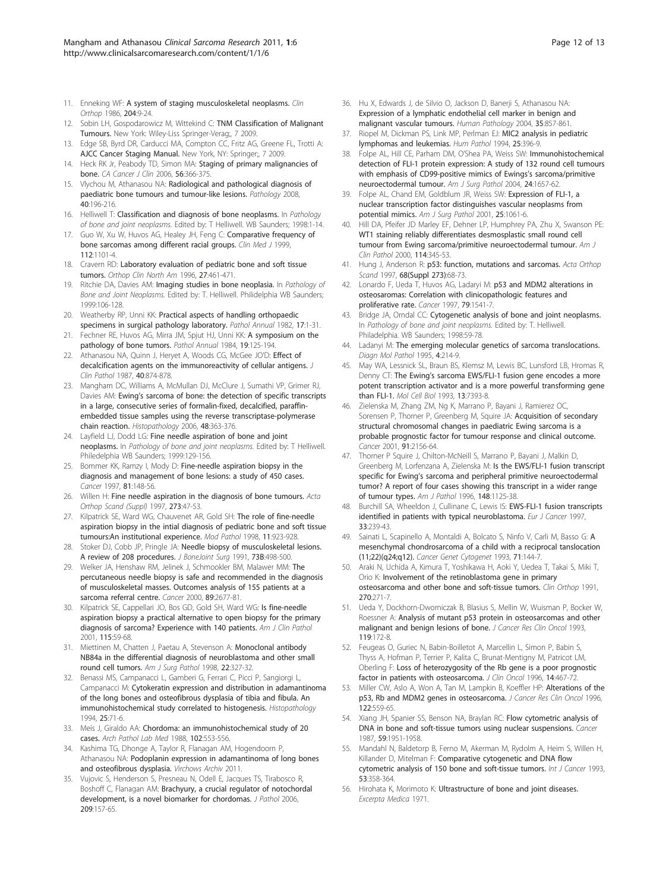11. Enneking WF: **A system of staging musculoskeletal neoplasms.** *Clin Orthop* 1986, **204**:9-24.
12. Sobin LH, Gospodarowicz M, Wittekind C: **TNM Classification of Malignant Tumours.** New York: Wiley-Liss Springer-Verag;, 7 2009.
13. Edge SB, Byrd DR, Carducci MA, Compton CC, Fritz AG, Greene FL, Trotti A: **AJCC Cancer Staging Manual.** New York, NY: Springer;, 7 2009.
14. Heck RK Jr, Peabody TD, Simon MA: **Staging of primary malignancies of bone.** *CA Cancer J Clin* 2006, **56**:366-375.
15. Vlychou M, Athanasou NA: **Radiological and pathological diagnosis of paediatric bone tumours and tumour-like lesions.** *Pathology* 2008, **40**:196-216.
16. Helliwell T: **Classification and diagnosis of bone neoplasms.** In *Pathology of bone and joint neoplasms.* Edited by: T Helliwell. WB Saunders; 1998:1-14.
17. Guo W, Xu W, Huvos AG, Healey JH, Feng C: **Comparative frequency of bone sarcomas among different racial groups.** *Clin Med J* 1999, **112**:1101-4.
18. Cravern RD: **Laboratory evaluation of pediatric bone and soft tissue tumors.** *Orthop Clin North Am* 1996, **27**:461-471.
19. Ritchie DA, Davies AM: **Imaging studies in bone neoplasia.** In *Pathology of Bone and Joint Neoplasms.* Edited by: T. Helliwell. Philidelphia WB Saunders; 1999:106-128.
20. Weatherby RP, Unni KK: **Practical aspects of handling orthopaedic specimens in surgical pathology laboratory.** *Pathol Annual* 1982, **17**:1-31.
21. Fechner RE, Huvos AG, Mirra JM, Spjut HJ, Unni KK: **A symposium on the pathology of bone tumors.** *Pathol Annual* 1984, **19**:125-194.
22. Athanasou NA, Quinn J, Heryet A, Woods CG, McGee JO'D: **Effect of decalcification agents on the immunoreactivity of cellular antigens.** *J Clin Pathol* 1987, **40**:874-878.
23. Mangham DC, Williams A, McMullan DJ, McClure J, Sumathi VP, Grimer RJ, Davies AM: **Ewing's sarcoma of bone: the detection of specific transcripts in a large, consecutive series of formalin-fixed, decalcified, paraffin-embedded tissue samples using the reverse transcriptase-polymerase chain reaction.** *Histopathology* 2006, **48**:363-376.
24. Layfield LJ, Dodd LG: **Fine needle aspiration of bone and joint neoplasms.** In *Pathology of bone and joint neoplasms.* Edited by: T Helliwell. Philedelphia WB Saunders; 1999:129-156.
25. Bommer KK, Ramzy I, Mody D: **Fine-needle aspiration biopsy in the diagnosis and management of bone lesions: a study of 450 cases.** *Cancer* 1997, **81**:148-56.
26. Willen H: **Fine needle aspiration in the diagnosis of bone tumours.** *Acta Orthop Scand (Suppl)* 1997, **273**:47-53.
27. Kilpatrick SE, Ward WG, Chauvenet AR, Gold SH: **The role of fine-needle aspiration biopsy in the intial diagnosis of pediatric bone and soft tissue tumours:An institutional experience.** *Mod Pathol* 1998, **11**:923-928.
28. Stoker DJ, Cobb JP, Pringle JA: **Needle biopsy of musculoskeletal lesions. A review of 208 procedures.** *J BoneJoint Surg* 1991, **73B**:498-500.
29. Welker JA, Henshaw RM, Jelinek J, Schmookler BM, Malawer MM: **The percutaneous needle biopsy is safe and recommended in the diagnosis of musculoskeletal masses. Outcomes analysis of 155 patients at a sarcoma referral centre.** *Cancer* 2000, **89**:2677-81.
30. Kilpatrick SE, Cappellari JO, Bos GD, Gold SH, Ward WG: **Is fine-needle aspiration biopsy a practical alternative to open biopsy for the primary diagnosis of sarcoma? Experience with 140 patients.** *Am J Clin Pathol* 2001, **115**:59-68.
31. Miettinen M, Chatten J, Paetau A, Stevenson A: **Monoclonal antibody NB84a in the differential diagnosis of neuroblastoma and other small round cell tumors.** *Am J Surg Pathol* 1998, **22**:327-32.
32. Benassi MS, Campanacci L, Gamberi G, Ferrari C, Picci P, Sangiorgi L, Campanacci M: **Cytokeratin expression and distribution in adamantinoma of the long bones and osteofibrous dysplasia of tibia and fibula. An immunohistochemical study correlated to histogenesis.** *Histopathology* 1994, **25**:71-6.
33. Meis J, Giraldo AA: **Chordoma: an immunohistochemical study of 20 cases.** *Arch Pathol Lab Med* 1988, **102**:553-556.
34. Kashima TG, Dhonge A, Taylor R, Flanagan AM, Hogendoorn P, Athanasou NA: **Podoplanin expression in adamantinoma of long bones and osteofibrous dysplasia.** *Virchows Archiv* 2011.
35. Vujovic S, Henderson S, Presneau N, Odell E, Jacques TS, Tirabosco R, Boshoff C, Flanagan AM: **Brachyury, a crucial regulator of notochordal development, is a novel biomarker for chordomas.** *J Pathol* 2006, **209**:157-65.
36. Hu X, Edwards J, de Silvio O, Jackson D, Banerji S, Athanasou NA: **Expression of a lymphatic endothelial cell marker in benign and malignant vascular tumours.** *Human Pathology* 2004, **35**:857-861.
37. Riopel M, Dickman PS, Link MP, Perlman EJ: **MIC2 analysis in pediatric lymphomas and leukemias.** *Hum Pathol* 1994, **25**:396-9.
38. Folpe AL, Hill CE, Parham DM, O'Shea PA, Weiss SW: **Immunohistochemical detection of FLI-1 protein expression: A study of 132 round cell tumours with emphasis of CD99-positive mimics of Ewings's sarcoma/primitive neuroectodermal tumour.** *Am J Surg Pathol* 2004, **24**:1657-62.
39. Folpe AL, Chand EM, Goldblum JR, Weiss SW: **Expression of FLI-1, a nuclear transcription factor distinguishes vascular neoplasms from potential mimics.** *Am J Surg Pathol* 2001, **25**:1061-6.
40. Hill DA, Pfeifer JD Marley EF, Dehner LP, Humphrey PA, Zhu X, Swanson PE: **WT1 staining reliably differentiates desmoplastic small round cell tumour from Ewing sarcoma/primitive neuroectodermal tumour.** *Am J Clin Pathol* 2000, **114**:345-53.
41. Hung J, Anderson R: **p53: function, mutations and sarcomas.** *Acta Orthop Scand* 1997, **68(Suppl 273)**:68-73.
42. Lonardo F, Ueda T, Huvos AG, Ladaryi M: **p53 and MDM2 alterations in osteosaromas: Correlation with clinicopathologic features and proliferative rate.** *Cancer* 1997, **79**:1541-7.
43. Bridge JA, Orndal CC: **Cytogenetic analysis of bone and joint neoplasms.** In *Pathology of bone and joint neoplasms.* Edited by: T. Helliwell. Philadelphia. WB Saunders; 1998:59-78.
44. Ladanyi M: **The emerging molecular genetics of sarcoma translocations.** *Diagn Mol Pathol* 1995, **4**:214-9.
45. May WA, Lessnick SL, Braun BS, Klemsz M, Lewis BC, Lunsford LB, Hromas R, Denny CT: **The Ewing's sarcoma EWS/FLI-1 fusion gene encodes a more potent transcription activator and is a more powerful transforming gene than FLI-1.** *Mol Cell Biol* 1993, **13**:7393-8.
46. Zielenska M, Zhang ZM, Ng K, Marrano P, Bayani J, Ramierez OC, Sorensen P, Thorner P, Greenberg M, Squire JA: **Acquisition of secondary structural chromosomal changes in paediatric Ewing sarcoma is a probable prognostic factor for tumour response and clinical outcome.** *Cancer* 2001, **91**:2156-64.
47. Thorner P Squire J, Chilton-McNeill S, Marrano P, Bayani J, Malkin D, Greenberg M, Lorfenzana A, Zielenska M: **Is the EWS/FLI-1 fusion transcript specific for Ewing's sarcoma and peripheral primitive neuroectodermal tumor? A report of four cases showing this transcript in a wider range of tumour types.** *Am J Pathol* 1996, **148**:1125-38.
48. Burchill SA, Wheeldon J, Cullinane C, Lewis IS: **EWS-FLI-1 fusion transcripts identified in patients with typical neuroblastoma.** *Eur J Cancer* 1997, **33**:239-43.
49. Sainati L, Scapinello A, Montaldi A, Bolcato S, Ninfo V, Carli M, Basso G: **A mesenchymal chondrosarcoma of a child with a reciprocal tanslocation (11;22)(q24;q12).** *Cancer Genet Cytogenet* 1993, **71**:144-7.
50. Araki N, Uchida A, Kimura T, Yoshikawa H, Aoki Y, Uedea T, Takai S, Miki T, Orio K: **Involvement of the retinoblastoma gene in primary osteosarcoma and other bone and soft-tissue tumors.** *Clin Orthop* 1991, **270**:271-7.
51. Ueda Y, Dockhorn-Dworniczak B, Blasius S, Mellin W, Wuisman P, Bocker W, Roessner A: **Analysis of mutant p53 protein in osteosarcomas and other malignant and benign lesions of bone.** *J Cancer Res Clin Oncol* 1993, **119**:172-8.
52. Feugeas O, Guriec N, Babin-Boilletot A, Marcellin L, Simon P, Babin S, Thyss A, Hofman P, Terrier P, Kalita C, Brunat-Mentigny M, Patricot LM, Oberling F: **Loss of heterozygosity of the Rb gene is a poor prognostic factor in patients with osteosarcoma.** *J Clin Oncol* 1996, **14**:467-72.
53. Miller CW, Aslo A, Won A, Tan M, Lampkin B, Koeffler HP: **Alterations of the p53, Rb and MDM2 genes in osteosarcoma.** *J Cancer Res Clin Oncol* 1996, **122**:559-65.
54. Xiang JH, Spanier SS, Benson NA, Braylan RC: **Flow cytometric analysis of DNA in bone and soft-tissue tumors using nuclear suspensions.** *Cancer* 1987, **59**:1951-1958.
55. Mandahl N, Baldetorp B, Ferno M, Akerman M, Rydolm A, Heim S, Willen H, Killander D, Mitelman F: **Comparative cytogenetic and DNA flow cytometric analysis of 150 bone and soft-tissue tumors.** *Int J Cancer* 1993, **53**:358-364.
56. Hirohata K, Morimoto K: **Ultrastructure of bone and joint diseases.** *Excerpta Medica* 1971.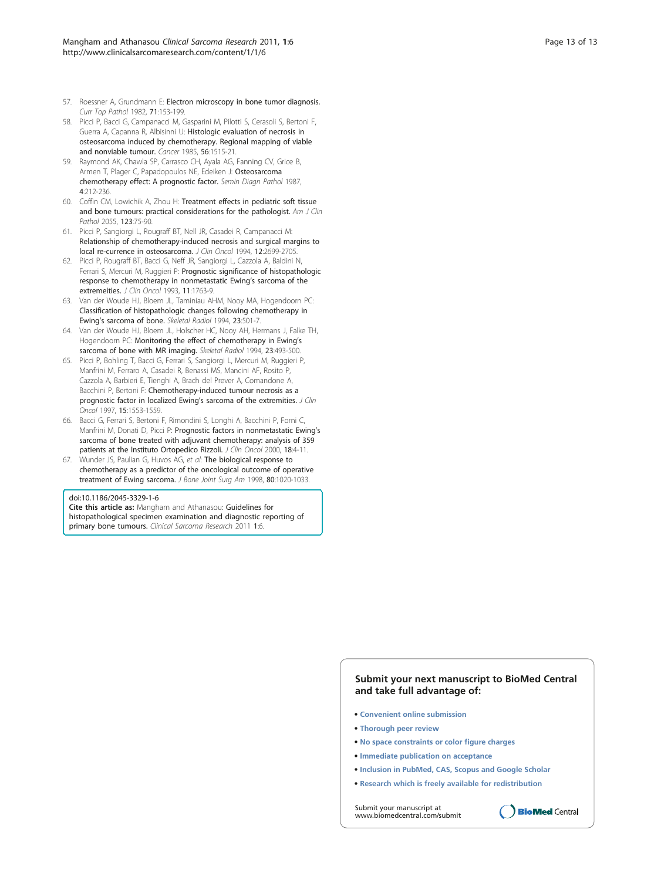57. Roessner A, Grundmann E: Electron microscopy in bone tumor diagnosis. *Curr Top Pathol* 1982, **71**:153-199.
58. Picci P, Bacci G, Campanacci M, Gasparini M, Pilotti S, Cerasoli S, Bertoni F, Guerra A, Capanna R, Albisinni U: Histologic evaluation of necrosis in osteosarcoma induced by chemotherapy. Regional mapping of viable and nonviable tumour. *Cancer* 1985, **56**:1515-21.
59. Raymond AK, Chawla SP, Carrasco CH, Ayala AG, Fanning CV, Grice B, Armen T, Plager C, Papadopoulos NE, Edeiken J: Osteosarcoma chemotherapy effect: A prognostic factor. *Semin Diagn Pathol* 1987, **4**:212-236.
60. Coffin CM, Lowichik A, Zhou H: Treatment effects in pediatric soft tissue and bone tumours: practical considerations for the pathologist. *Am J Clin Pathol* 2055, **123**:75-90.
61. Picci P, Sangiorgi L, Rougraff BT, Nell JR, Casadei R, Campanacci M: Relationship of chemotherapy-induced necrosis and surgical margins to local re-currence in osteosarcoma. *J Clin Oncol* 1994, **12**:2699-2705.
62. Picci P, Rougraff BT, Bacci G, Neff JR, Sangiorgi L, Cazzola A, Baldini N, Ferrari S, Mercuri M, Ruggieri P: Prognostic significance of histopathologic response to chemotherapy in nonmetastatic Ewing's sarcoma of the extremeities. *J Clin Oncol* 1993, **11**:1763-9.
63. Van der Woude HJ, Bloem JL, Taminiau AHM, Nooy MA, Hogendoorn PC: Classification of histopathologic changes following chemotherapy in Ewing's sarcoma of bone. *Skeletal Radiol* 1994, **23**:501-7.
64. Van der Woude HJ, Bloem JL, Holscher HC, Nooy AH, Hermans J, Falke TH, Hogendoorn PC: Monitoring the effect of chemotherapy in Ewing's sarcoma of bone with MR imaging. *Skeletal Radiol* 1994, **23**:493-500.
65. Picci P, Bohling T, Bacci G, Ferrari S, Sangiorgi L, Mercuri M, Ruggieri P, Manfrini M, Ferraro A, Casadei R, Benassi MS, Mancini AF, Rosito P, Cazzola A, Barbieri E, Tienghi A, Brach del Prever A, Comandone A, Bacchini P, Bertoni F: Chemotherapy-induced tumour necrosis as a prognostic factor in localized Ewing's sarcoma of the extremities. *J Clin Oncol* 1997, **15**:1553-1559.
66. Bacci G, Ferrari S, Bertoni F, Rimondini S, Longhi A, Bacchini P, Forni C, Manfrini M, Donati D, Picci P: Prognostic factors in nonmetastatic Ewing's sarcoma of bone treated with adjuvant chemotherapy: analysis of 359 patients at the Instituto Ortopedico Rizzoli. *J Clin Oncol* 2000, **18**:4-11.
67. Wunder JS, Paulian G, Huvos AG, *et al*: The biological response to chemotherapy as a predictor of the oncological outcome of operative treatment of Ewing sarcoma. *J Bone Joint Surg Am* 1998, **80**:1020-1033.

doi:10.1186/2045-3329-1-6

**Cite this article as:** Mangham and Athanasou: Guidelines for histopathological specimen examination and diagnostic reporting of primary bone tumours. *Clinical Sarcoma Research* 2011 **1**:6.

**Submit your next manuscript to BioMed Central and take full advantage of:**

- Convenient online submission
- Thorough peer review
- No space constraints or color figure charges
- Immediate publication on acceptance
- Inclusion in PubMed, CAS, Scopus and Google Scholar
- Research which is freely available for redistribution

Submit your manuscript at
www.biomedcentral.com/submit

BioMed Central